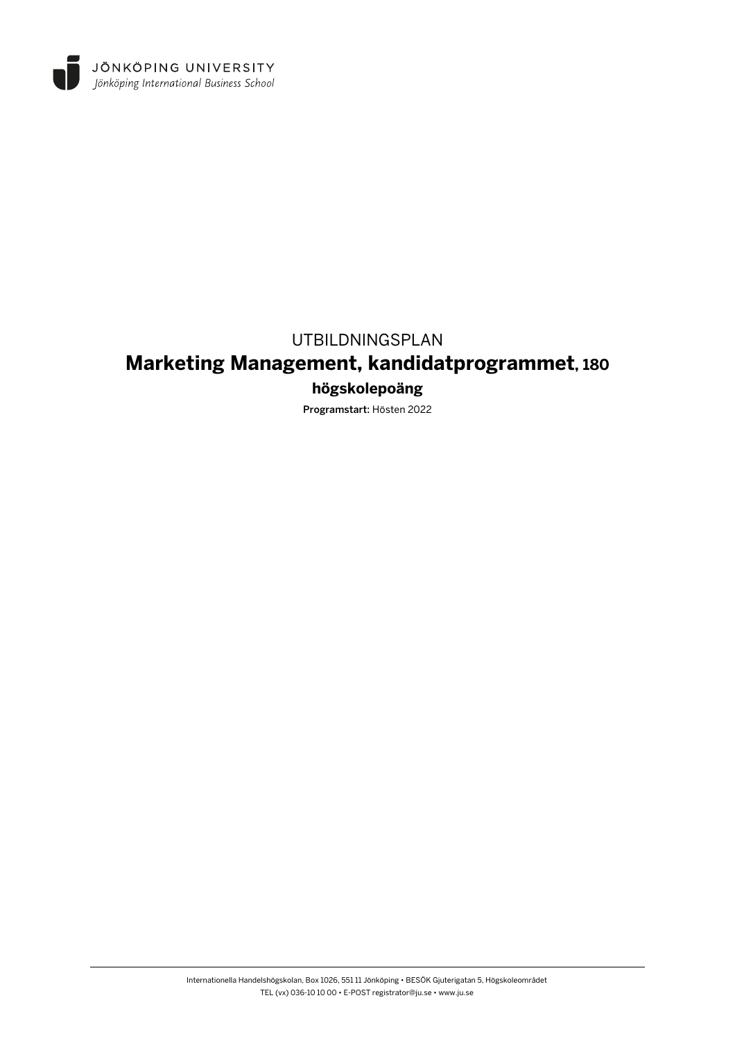JÖNKÖPING UNIVERSITY
*Jönköping International Business School*

UTBILDNINGSPLAN

# Marketing Management, kandidatprogrammet, 180 högskolepoäng

**Programstart:** Hösten 2022

Internationella Handelshögskolan, Box 1026, 551 11 Jönköping • BESÖK Gjuterigatan 5, Högskoleområdet
TEL (vx) 036-10 10 00 • E-POST registrator@ju.se • www.ju.se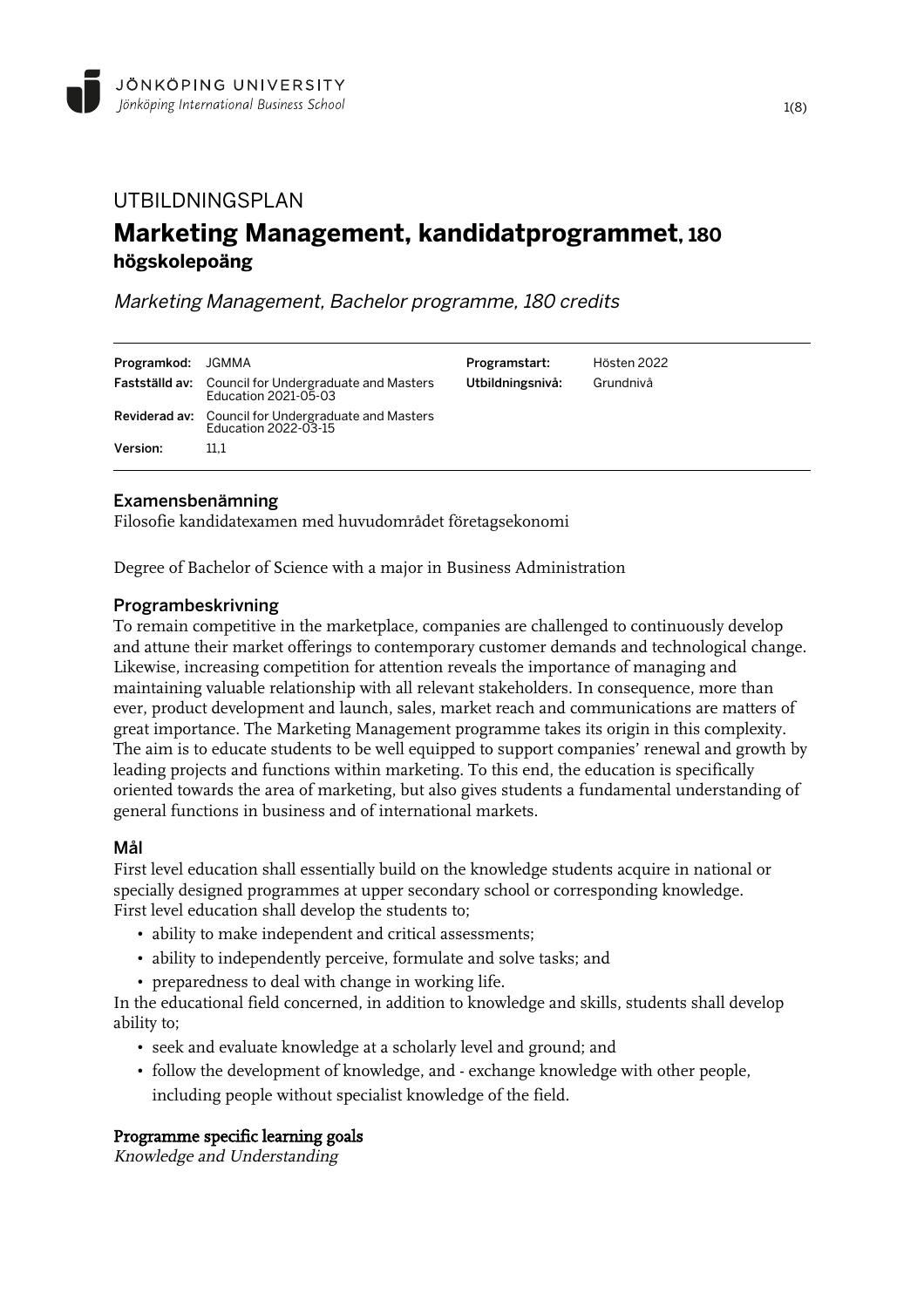# UTBILDNINGSPLAN

## Marketing Management, kandidatprogrammet, 180 högskolepoäng

*Marketing Management, Bachelor programme, 180 credits*

| | | | |
|---|---|---|---|
| **Programkod:** | JGMMA | **Programstart:** | Hösten 2022 |
| **Fastställd av:** | Council for Undergraduate and Masters Education 2021-05-03 | **Utbildningsnivå:** | Grundnivå |
| **Reviderad av:** | Council for Undergraduate and Masters Education 2022-03-15 | | |
| **Version:** | 11,1 | | |

### Examensbenämning

Filosofie kandidatexamen med huvudområdet företagsekonomi

Degree of Bachelor of Science with a major in Business Administration

### Programbeskrivning

To remain competitive in the marketplace, companies are challenged to continuously develop and attune their market offerings to contemporary customer demands and technological change. Likewise, increasing competition for attention reveals the importance of managing and maintaining valuable relationship with all relevant stakeholders. In consequence, more than ever, product development and launch, sales, market reach and communications are matters of great importance. The Marketing Management programme takes its origin in this complexity. The aim is to educate students to be well equipped to support companies' renewal and growth by leading projects and functions within marketing. To this end, the education is specifically oriented towards the area of marketing, but also gives students a fundamental understanding of general functions in business and of international markets.

### Mål

First level education shall essentially build on the knowledge students acquire in national or specially designed programmes at upper secondary school or corresponding knowledge.
First level education shall develop the students to;

- ability to make independent and critical assessments;
- ability to independently perceive, formulate and solve tasks; and
- preparedness to deal with change in working life.

In the educational field concerned, in addition to knowledge and skills, students shall develop ability to;

- seek and evaluate knowledge at a scholarly level and ground; and
- follow the development of knowledge, and - exchange knowledge with other people, including people without specialist knowledge of the field.

**Programme specific learning goals**

*Knowledge and Understanding*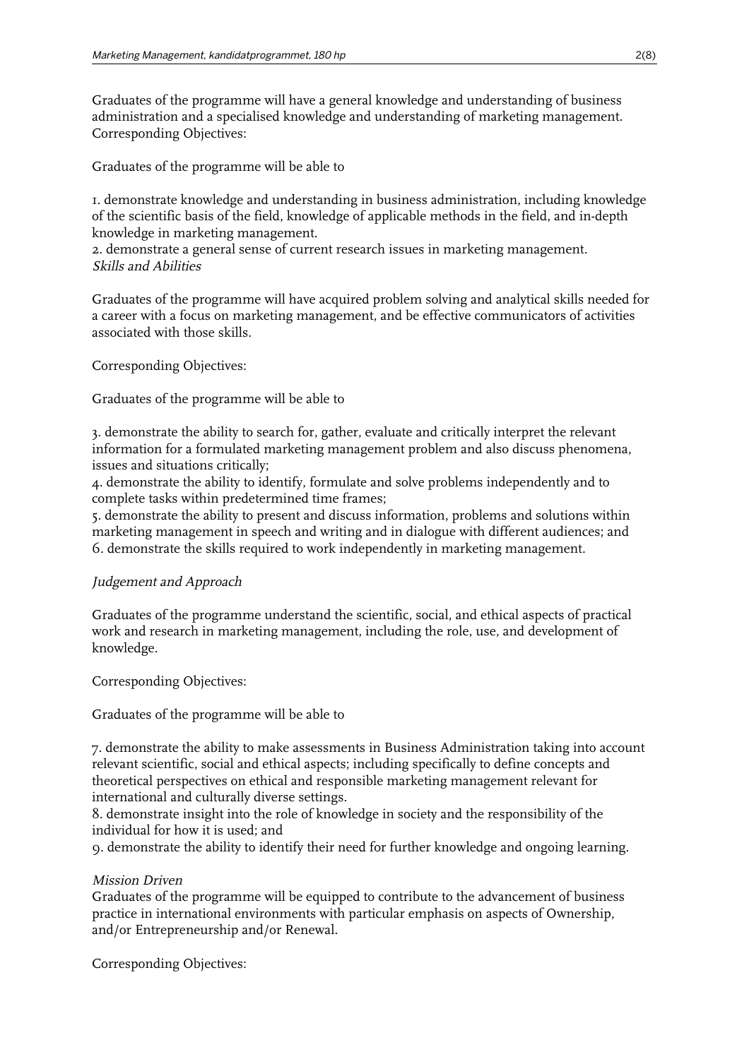Graduates of the programme will have a general knowledge and understanding of business administration and a specialised knowledge and understanding of marketing management. Corresponding Objectives:

Graduates of the programme will be able to

1. demonstrate knowledge and understanding in business administration, including knowledge of the scientific basis of the field, knowledge of applicable methods in the field, and in-depth knowledge in marketing management.
2. demonstrate a general sense of current research issues in marketing management.

*Skills and Abilities*

Graduates of the programme will have acquired problem solving and analytical skills needed for a career with a focus on marketing management, and be effective communicators of activities associated with those skills.

Corresponding Objectives:

Graduates of the programme will be able to

3. demonstrate the ability to search for, gather, evaluate and critically interpret the relevant information for a formulated marketing management problem and also discuss phenomena, issues and situations critically;
4. demonstrate the ability to identify, formulate and solve problems independently and to complete tasks within predetermined time frames;
5. demonstrate the ability to present and discuss information, problems and solutions within marketing management in speech and writing and in dialogue with different audiences; and
6. demonstrate the skills required to work independently in marketing management.

*Judgement and Approach*

Graduates of the programme understand the scientific, social, and ethical aspects of practical work and research in marketing management, including the role, use, and development of knowledge.

Corresponding Objectives:

Graduates of the programme will be able to

7. demonstrate the ability to make assessments in Business Administration taking into account relevant scientific, social and ethical aspects; including specifically to define concepts and theoretical perspectives on ethical and responsible marketing management relevant for international and culturally diverse settings.
8. demonstrate insight into the role of knowledge in society and the responsibility of the individual for how it is used; and
9. demonstrate the ability to identify their need for further knowledge and ongoing learning.

*Mission Driven*

Graduates of the programme will be equipped to contribute to the advancement of business practice in international environments with particular emphasis on aspects of Ownership, and/or Entrepreneurship and/or Renewal.

Corresponding Objectives: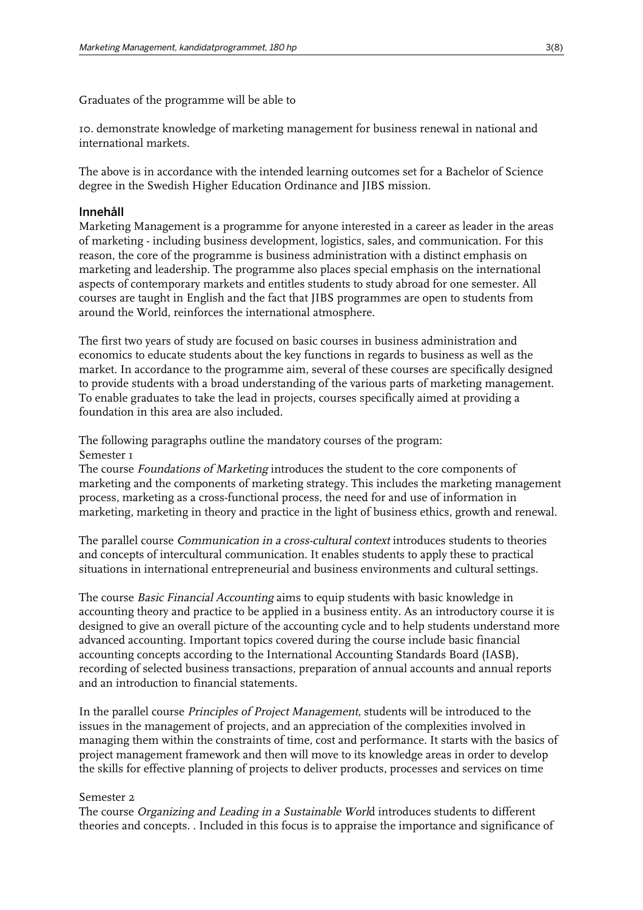Graduates of the programme will be able to

10. demonstrate knowledge of marketing management for business renewal in national and international markets.

The above is in accordance with the intended learning outcomes set for a Bachelor of Science degree in the Swedish Higher Education Ordinance and JIBS mission.

## Innehåll

Marketing Management is a programme for anyone interested in a career as leader in the areas of marketing - including business development, logistics, sales, and communication. For this reason, the core of the programme is business administration with a distinct emphasis on marketing and leadership. The programme also places special emphasis on the international aspects of contemporary markets and entitles students to study abroad for one semester. All courses are taught in English and the fact that JIBS programmes are open to students from around the World, reinforces the international atmosphere.

The first two years of study are focused on basic courses in business administration and economics to educate students about the key functions in regards to business as well as the market. In accordance to the programme aim, several of these courses are specifically designed to provide students with a broad understanding of the various parts of marketing management. To enable graduates to take the lead in projects, courses specifically aimed at providing a foundation in this area are also included.

The following paragraphs outline the mandatory courses of the program:
Semester 1
The course *Foundations of Marketing* introduces the student to the core components of marketing and the components of marketing strategy. This includes the marketing management process, marketing as a cross-functional process, the need for and use of information in marketing, marketing in theory and practice in the light of business ethics, growth and renewal.

The parallel course *Communication in a cross-cultural context* introduces students to theories and concepts of intercultural communication. It enables students to apply these to practical situations in international entrepreneurial and business environments and cultural settings.

The course *Basic Financial Accounting* aims to equip students with basic knowledge in accounting theory and practice to be applied in a business entity. As an introductory course it is designed to give an overall picture of the accounting cycle and to help students understand more advanced accounting. Important topics covered during the course include basic financial accounting concepts according to the International Accounting Standards Board (IASB), recording of selected business transactions, preparation of annual accounts and annual reports and an introduction to financial statements.

In the parallel course *Principles of Project Management*, students will be introduced to the issues in the management of projects, and an appreciation of the complexities involved in managing them within the constraints of time, cost and performance. It starts with the basics of project management framework and then will move to its knowledge areas in order to develop the skills for effective planning of projects to deliver products, processes and services on time

Semester 2
The course *Organizing and Leading in a Sustainable Worl*d introduces students to different theories and concepts. . Included in this focus is to appraise the importance and significance of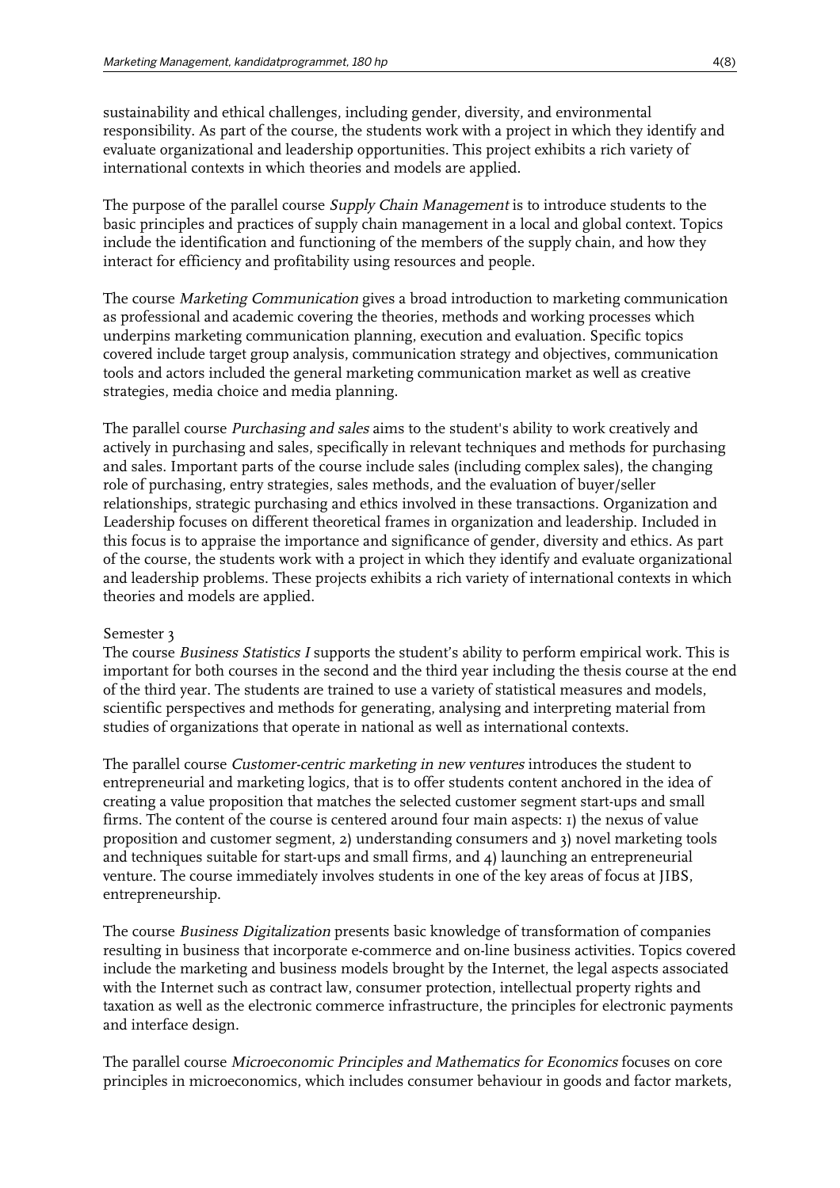sustainability and ethical challenges, including gender, diversity, and environmental responsibility. As part of the course, the students work with a project in which they identify and evaluate organizational and leadership opportunities. This project exhibits a rich variety of international contexts in which theories and models are applied.

The purpose of the parallel course *Supply Chain Management* is to introduce students to the basic principles and practices of supply chain management in a local and global context. Topics include the identification and functioning of the members of the supply chain, and how they interact for efficiency and profitability using resources and people.

The course *Marketing Communication* gives a broad introduction to marketing communication as professional and academic covering the theories, methods and working processes which underpins marketing communication planning, execution and evaluation. Specific topics covered include target group analysis, communication strategy and objectives, communication tools and actors included the general marketing communication market as well as creative strategies, media choice and media planning.

The parallel course *Purchasing and sales* aims to the student's ability to work creatively and actively in purchasing and sales, specifically in relevant techniques and methods for purchasing and sales. Important parts of the course include sales (including complex sales), the changing role of purchasing, entry strategies, sales methods, and the evaluation of buyer/seller relationships, strategic purchasing and ethics involved in these transactions. Organization and Leadership focuses on different theoretical frames in organization and leadership. Included in this focus is to appraise the importance and significance of gender, diversity and ethics. As part of the course, the students work with a project in which they identify and evaluate organizational and leadership problems. These projects exhibits a rich variety of international contexts in which theories and models are applied.

Semester 3

The course *Business Statistics I* supports the student's ability to perform empirical work. This is important for both courses in the second and the third year including the thesis course at the end of the third year. The students are trained to use a variety of statistical measures and models, scientific perspectives and methods for generating, analysing and interpreting material from studies of organizations that operate in national as well as international contexts.

The parallel course *Customer-centric marketing in new ventures* introduces the student to entrepreneurial and marketing logics, that is to offer students content anchored in the idea of creating a value proposition that matches the selected customer segment start-ups and small firms. The content of the course is centered around four main aspects: 1) the nexus of value proposition and customer segment, 2) understanding consumers and 3) novel marketing tools and techniques suitable for start-ups and small firms, and 4) launching an entrepreneurial venture. The course immediately involves students in one of the key areas of focus at JIBS, entrepreneurship.

The course *Business Digitalization* presents basic knowledge of transformation of companies resulting in business that incorporate e-commerce and on-line business activities. Topics covered include the marketing and business models brought by the Internet, the legal aspects associated with the Internet such as contract law, consumer protection, intellectual property rights and taxation as well as the electronic commerce infrastructure, the principles for electronic payments and interface design.

The parallel course *Microeconomic Principles and Mathematics for Economics* focuses on core principles in microeconomics, which includes consumer behaviour in goods and factor markets,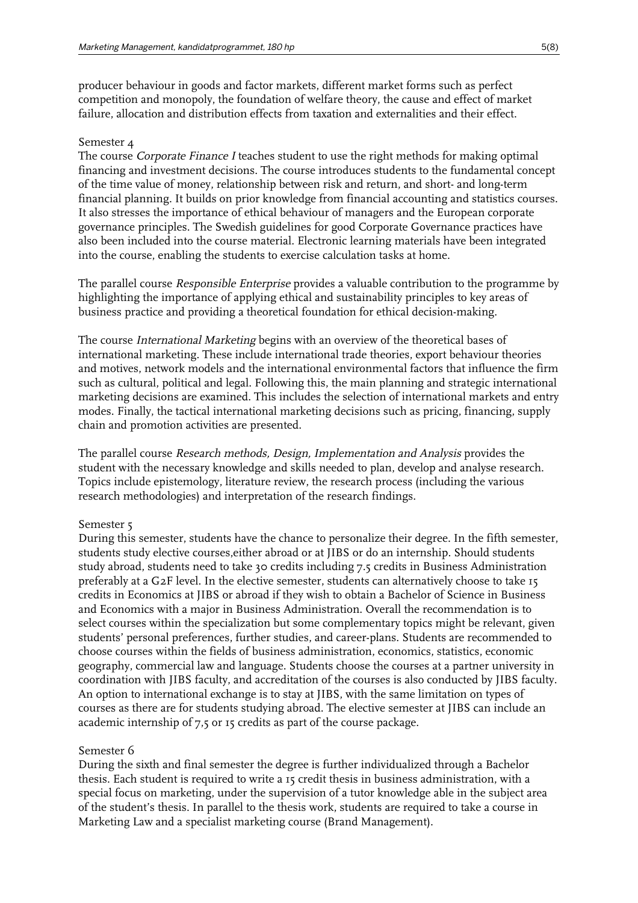producer behaviour in goods and factor markets, different market forms such as perfect competition and monopoly, the foundation of welfare theory, the cause and effect of market failure, allocation and distribution effects from taxation and externalities and their effect.

Semester 4

The course *Corporate Finance I* teaches student to use the right methods for making optimal financing and investment decisions. The course introduces students to the fundamental concept of the time value of money, relationship between risk and return, and short- and long-term financial planning. It builds on prior knowledge from financial accounting and statistics courses. It also stresses the importance of ethical behaviour of managers and the European corporate governance principles. The Swedish guidelines for good Corporate Governance practices have also been included into the course material. Electronic learning materials have been integrated into the course, enabling the students to exercise calculation tasks at home.

The parallel course *Responsible Enterprise* provides a valuable contribution to the programme by highlighting the importance of applying ethical and sustainability principles to key areas of business practice and providing a theoretical foundation for ethical decision-making.

The course *International Marketing* begins with an overview of the theoretical bases of international marketing. These include international trade theories, export behaviour theories and motives, network models and the international environmental factors that influence the firm such as cultural, political and legal. Following this, the main planning and strategic international marketing decisions are examined. This includes the selection of international markets and entry modes. Finally, the tactical international marketing decisions such as pricing, financing, supply chain and promotion activities are presented.

The parallel course *Research methods, Design, Implementation and Analysis* provides the student with the necessary knowledge and skills needed to plan, develop and analyse research. Topics include epistemology, literature review, the research process (including the various research methodologies) and interpretation of the research findings.

Semester 5

During this semester, students have the chance to personalize their degree. In the fifth semester, students study elective courses,either abroad or at JIBS or do an internship. Should students study abroad, students need to take 30 credits including 7.5 credits in Business Administration preferably at a G2F level. In the elective semester, students can alternatively choose to take 15 credits in Economics at JIBS or abroad if they wish to obtain a Bachelor of Science in Business and Economics with a major in Business Administration. Overall the recommendation is to select courses within the specialization but some complementary topics might be relevant, given students' personal preferences, further studies, and career-plans. Students are recommended to choose courses within the fields of business administration, economics, statistics, economic geography, commercial law and language. Students choose the courses at a partner university in coordination with JIBS faculty, and accreditation of the courses is also conducted by JIBS faculty. An option to international exchange is to stay at JIBS, with the same limitation on types of courses as there are for students studying abroad. The elective semester at JIBS can include an academic internship of 7,5 or 15 credits as part of the course package.

Semester 6

During the sixth and final semester the degree is further individualized through a Bachelor thesis. Each student is required to write a 15 credit thesis in business administration, with a special focus on marketing, under the supervision of a tutor knowledge able in the subject area of the student's thesis. In parallel to the thesis work, students are required to take a course in Marketing Law and a specialist marketing course (Brand Management).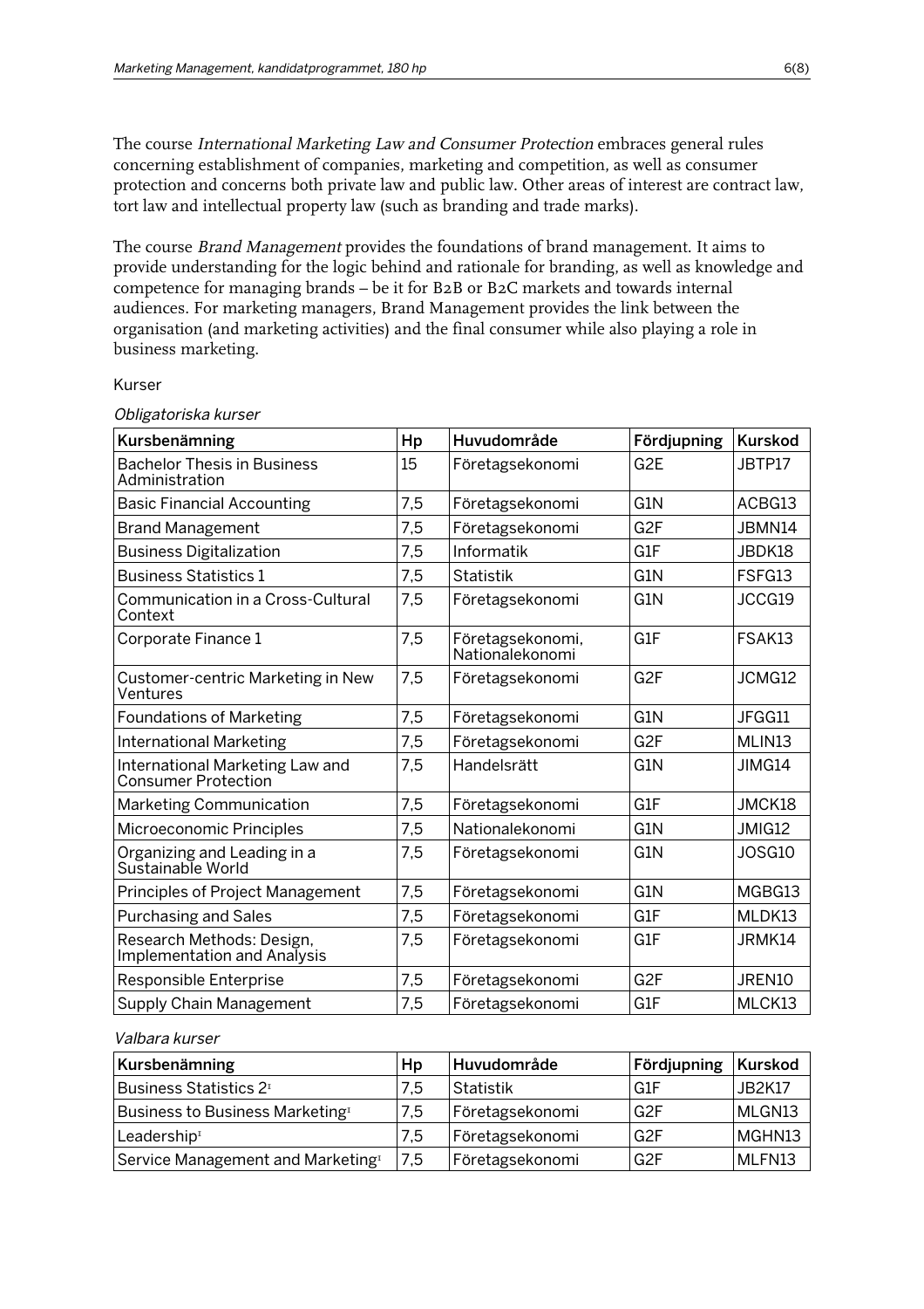The course *International Marketing Law and Consumer Protection* embraces general rules concerning establishment of companies, marketing and competition, as well as consumer protection and concerns both private law and public law. Other areas of interest are contract law, tort law and intellectual property law (such as branding and trade marks).

The course *Brand Management* provides the foundations of brand management. It aims to provide understanding for the logic behind and rationale for branding, as well as knowledge and competence for managing brands – be it for B2B or B2C markets and towards internal audiences. For marketing managers, Brand Management provides the link between the organisation (and marketing activities) and the final consumer while also playing a role in business marketing.

Kurser

*Obligatoriska kurser*

| Kursbenämning | Hp | Huvudområde | Fördjupning | Kurskod |
|---|---|---|---|---|
| Bachelor Thesis in Business Administration | 15 | Företagsekonomi | G2E | JBTP17 |
| Basic Financial Accounting | 7,5 | Företagsekonomi | G1N | ACBG13 |
| Brand Management | 7,5 | Företagsekonomi | G2F | JBMN14 |
| Business Digitalization | 7,5 | Informatik | G1F | JBDK18 |
| Business Statistics 1 | 7,5 | Statistik | G1N | FSFG13 |
| Communication in a Cross-Cultural Context | 7,5 | Företagsekonomi | G1N | JCCG19 |
| Corporate Finance 1 | 7,5 | Företagsekonomi, Nationalekonomi | G1F | FSAK13 |
| Customer-centric Marketing in New Ventures | 7,5 | Företagsekonomi | G2F | JCMG12 |
| Foundations of Marketing | 7,5 | Företagsekonomi | G1N | JFGG11 |
| International Marketing | 7,5 | Företagsekonomi | G2F | MLIN13 |
| International Marketing Law and Consumer Protection | 7,5 | Handelsrätt | G1N | JIMG14 |
| Marketing Communication | 7,5 | Företagsekonomi | G1F | JMCK18 |
| Microeconomic Principles | 7,5 | Nationalekonomi | G1N | JMIG12 |
| Organizing and Leading in a Sustainable World | 7,5 | Företagsekonomi | G1N | JOSG10 |
| Principles of Project Management | 7,5 | Företagsekonomi | G1N | MGBG13 |
| Purchasing and Sales | 7,5 | Företagsekonomi | G1F | MLDK13 |
| Research Methods: Design, Implementation and Analysis | 7,5 | Företagsekonomi | G1F | JRMK14 |
| Responsible Enterprise | 7,5 | Företagsekonomi | G2F | JREN10 |
| Supply Chain Management | 7,5 | Företagsekonomi | G1F | MLCK13 |

*Valbara kurser*

| Kursbenämning | Hp | Huvudområde | Fördjupning | Kurskod |
|---|---|---|---|---|
| Business Statistics 2[1] | 7,5 | Statistik | G1F | JB2K17 |
| Business to Business Marketing[1] | 7,5 | Företagsekonomi | G2F | MLGN13 |
| Leadership[1] | 7,5 | Företagsekonomi | G2F | MGHN13 |
| Service Management and Marketing[1] | 7,5 | Företagsekonomi | G2F | MLFN13 |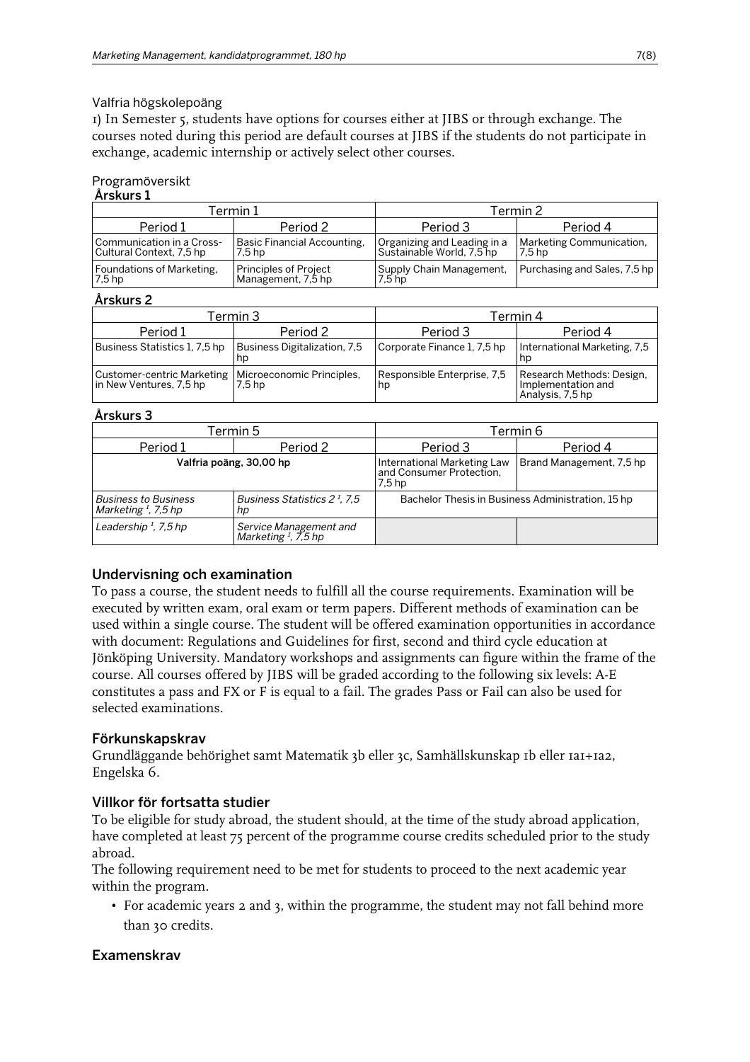Valfria högskolepoäng

1) In Semester 5, students have options for courses either at JIBS or through exchange. The courses noted during this period are default courses at JIBS if the students do not participate in exchange, academic internship or actively select other courses.

Programöversikt

**Årskurs 1**

| Termin 1 | | Termin 2 | |
|---|---|---|---|
| Period 1 | Period 2 | Period 3 | Period 4 |
| Communication in a Cross-Cultural Context, 7,5 hp | Basic Financial Accounting, 7,5 hp | Organizing and Leading in a Sustainable World, 7,5 hp | Marketing Communication, 7,5 hp |
| Foundations of Marketing, 7,5 hp | Principles of Project Management, 7,5 hp | Supply Chain Management, 7,5 hp | Purchasing and Sales, 7,5 hp |

**Årskurs 2**

| Termin 3 | | Termin 4 | |
|---|---|---|---|
| Period 1 | Period 2 | Period 3 | Period 4 |
| Business Statistics 1, 7,5 hp | Business Digitalization, 7,5 hp | Corporate Finance 1, 7,5 hp | International Marketing, 7,5 hp |
| Customer-centric Marketing in New Ventures, 7,5 hp | Microeconomic Principles, 7,5 hp | Responsible Enterprise, 7,5 hp | Research Methods: Design, Implementation and Analysis, 7,5 hp |

**Årskurs 3**

| Termin 5 | | Termin 6 | |
|---|---|---|---|
| Period 1 | Period 2 | Period 3 | Period 4 |
| Valfria poäng, 30,00 hp | | International Marketing Law and Consumer Protection, 7,5 hp | Brand Management, 7,5 hp |
| *Business to Business Marketing [1], 7,5 hp* | *Business Statistics 2 [1], 7,5 hp* | Bachelor Thesis in Business Administration, 15 hp | |
| *Leadership [1], 7,5 hp* | *Service Management and Marketing [1], 7,5 hp* | | |

## Undervisning och examination

To pass a course, the student needs to fulfill all the course requirements. Examination will be executed by written exam, oral exam or term papers. Different methods of examination can be used within a single course. The student will be offered examination opportunities in accordance with document: Regulations and Guidelines for first, second and third cycle education at Jönköping University. Mandatory workshops and assignments can figure within the frame of the course. All courses offered by JIBS will be graded according to the following six levels: A-E constitutes a pass and FX or F is equal to a fail. The grades Pass or Fail can also be used for selected examinations.

## Förkunskapskrav

Grundläggande behörighet samt Matematik 3b eller 3c, Samhällskunskap 1b eller 1a1+1a2, Engelska 6.

## Villkor för fortsatta studier

To be eligible for study abroad, the student should, at the time of the study abroad application, have completed at least 75 percent of the programme course credits scheduled prior to the study abroad.

The following requirement need to be met for students to proceed to the next academic year within the program.

- For academic years 2 and 3, within the programme, the student may not fall behind more than 30 credits.

## Examenskrav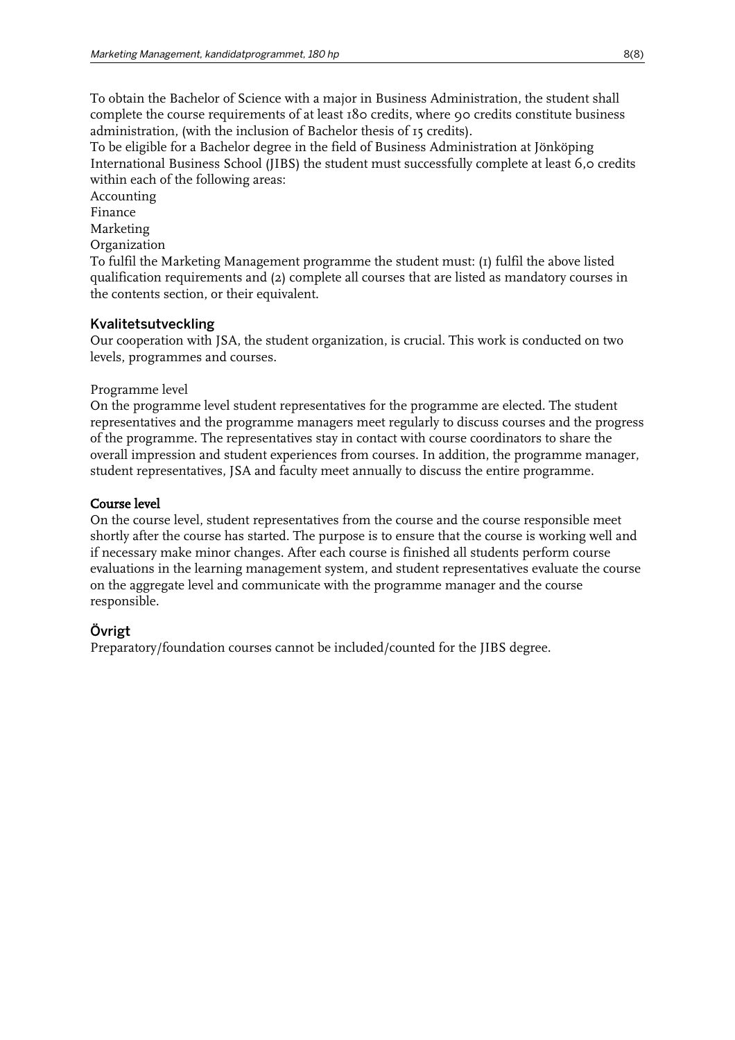To obtain the Bachelor of Science with a major in Business Administration, the student shall complete the course requirements of at least 180 credits, where 90 credits constitute business administration, (with the inclusion of Bachelor thesis of 15 credits).
To be eligible for a Bachelor degree in the field of Business Administration at Jönköping International Business School (JIBS) the student must successfully complete at least 6,0 credits within each of the following areas:
Accounting
Finance
Marketing
Organization
To fulfil the Marketing Management programme the student must: (1) fulfil the above listed qualification requirements and (2) complete all courses that are listed as mandatory courses in the contents section, or their equivalent.

## Kvalitetsutveckling

Our cooperation with JSA, the student organization, is crucial. This work is conducted on two levels, programmes and courses.

Programme level
On the programme level student representatives for the programme are elected. The student representatives and the programme managers meet regularly to discuss courses and the progress of the programme. The representatives stay in contact with course coordinators to share the overall impression and student experiences from courses. In addition, the programme manager, student representatives, JSA and faculty meet annually to discuss the entire programme.

**Course level**
On the course level, student representatives from the course and the course responsible meet shortly after the course has started. The purpose is to ensure that the course is working well and if necessary make minor changes. After each course is finished all students perform course evaluations in the learning management system, and student representatives evaluate the course on the aggregate level and communicate with the programme manager and the course responsible.

## Övrigt

Preparatory/foundation courses cannot be included/counted for the JIBS degree.